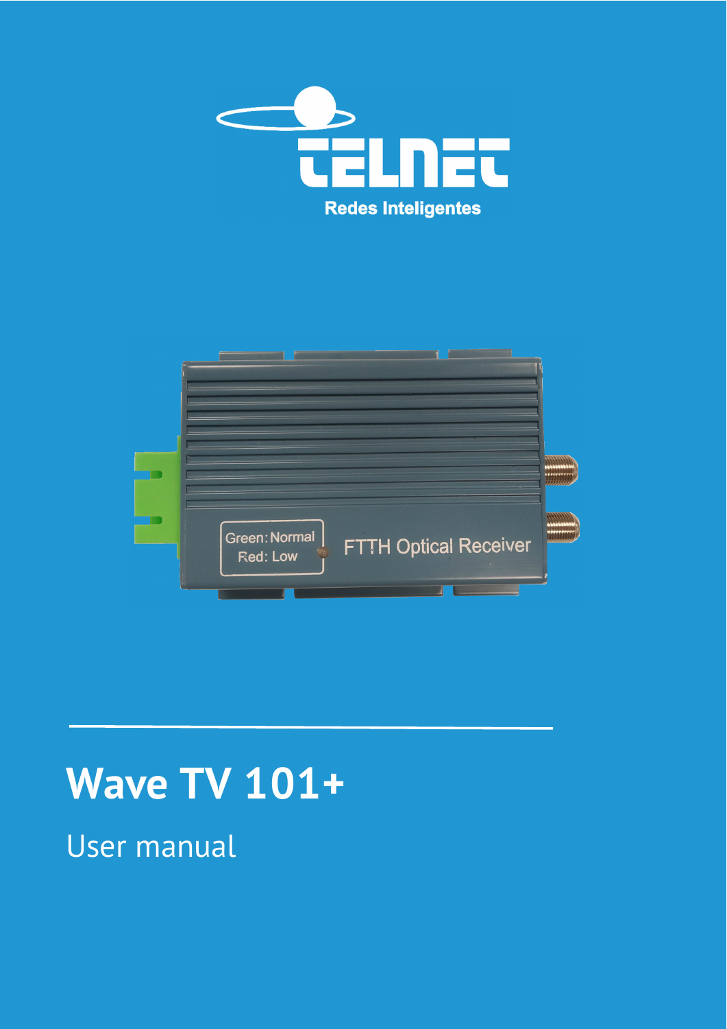TELNET

Redes Inteligentes

# Wave TV 101+

User manual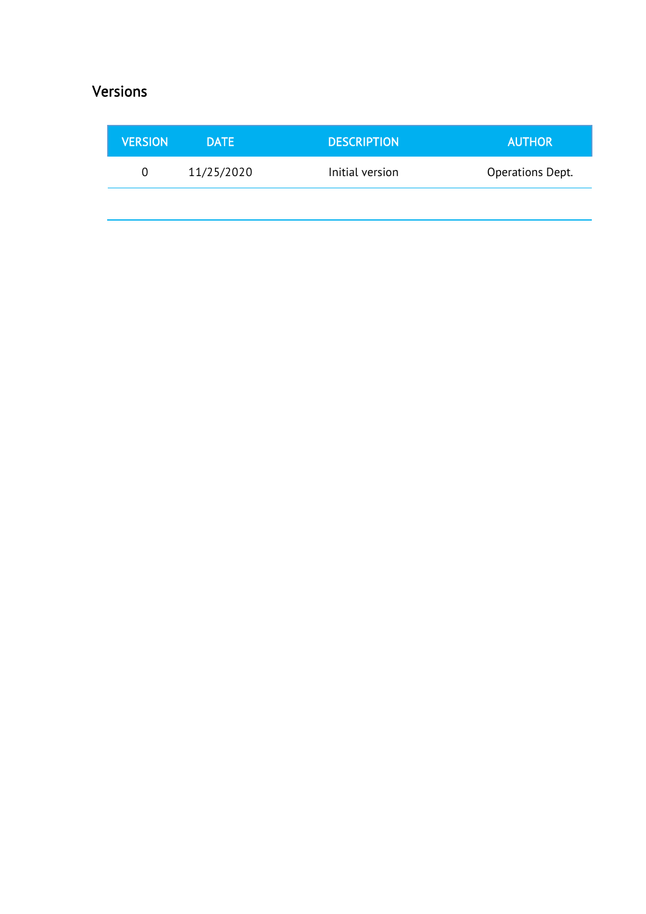## Versions

| VERSION | DATE | DESCRIPTION | AUTHOR |
|---|---|---|---|
| 0 | 11/25/2020 | Initial version | Operations Dept. |
| | | | |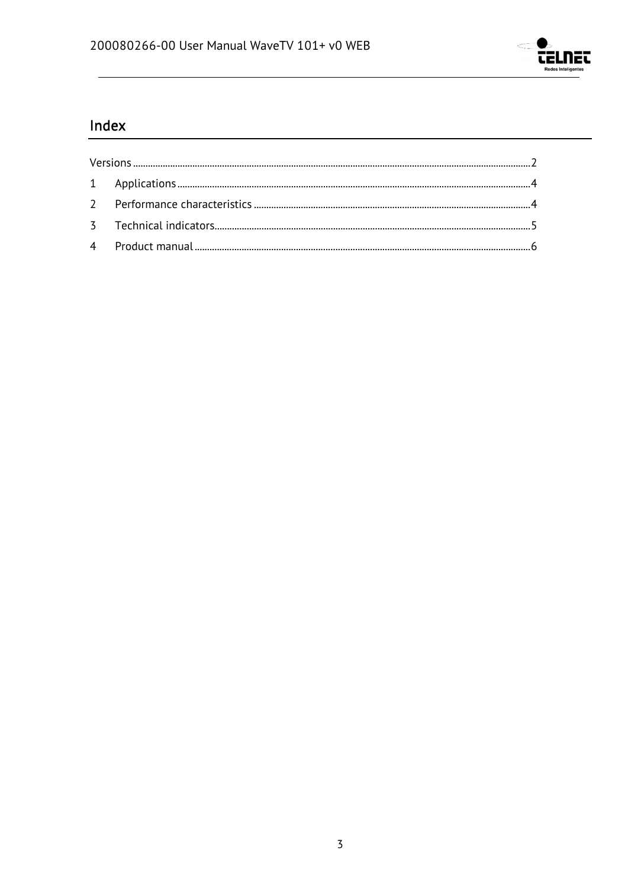# Index

Versions ........................................................................................................................ 2

1 Applications ............................................................................................................... 4

2 Performance characteristics ........................................................................................ 4

3 Technical indicators .................................................................................................... 5

4 Product manual .......................................................................................................... 6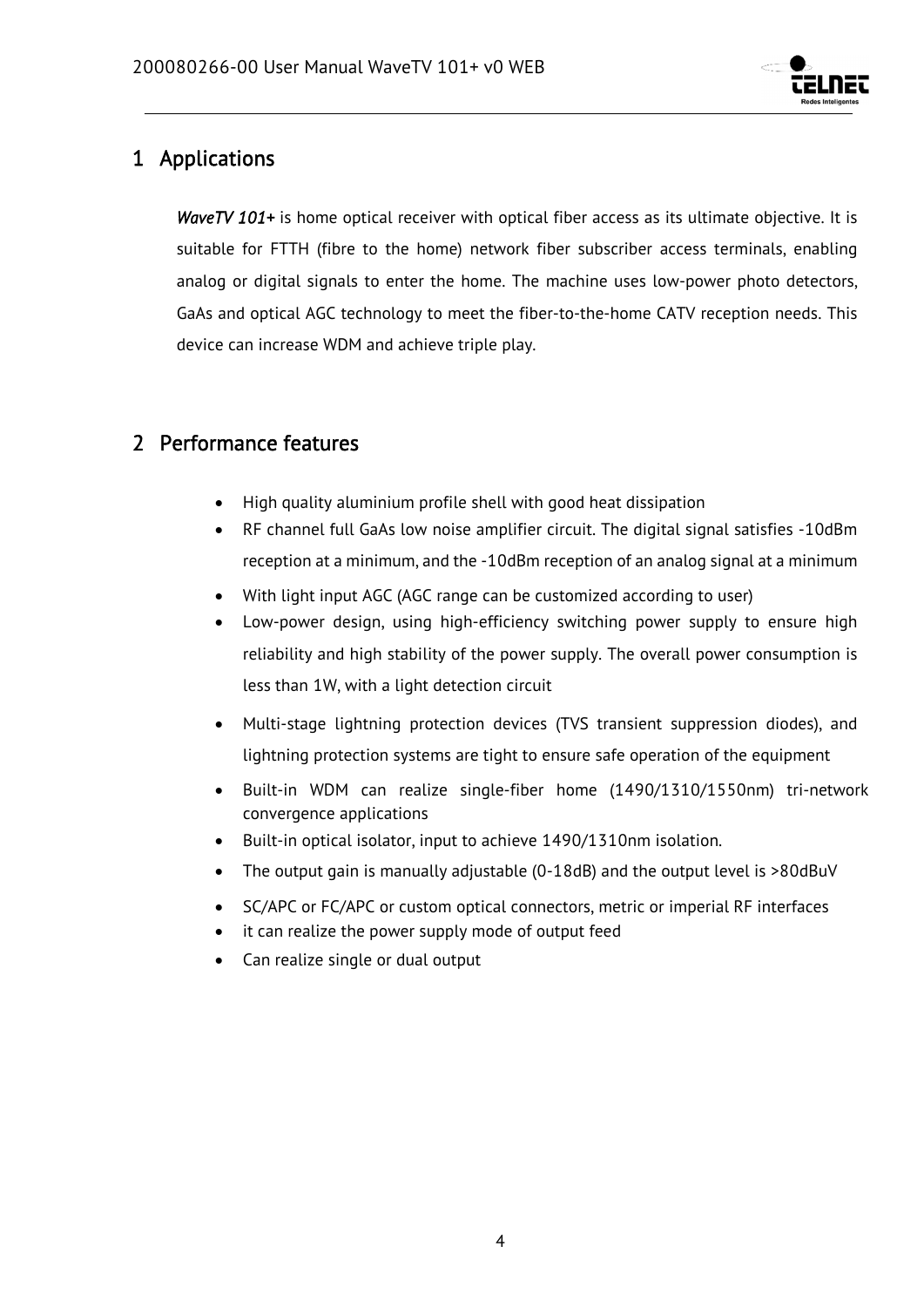# 1 Applications

*WaveTV 101+* is home optical receiver with optical fiber access as its ultimate objective. It is suitable for FTTH (fibre to the home) network fiber subscriber access terminals, enabling analog or digital signals to enter the home. The machine uses low-power photo detectors, GaAs and optical AGC technology to meet the fiber-to-the-home CATV reception needs. This device can increase WDM and achieve triple play.

# 2 Performance features

- High quality aluminium profile shell with good heat dissipation
- RF channel full GaAs low noise amplifier circuit. The digital signal satisfies -10dBm reception at a minimum, and the -10dBm reception of an analog signal at a minimum
- With light input AGC (AGC range can be customized according to user)
- Low-power design, using high-efficiency switching power supply to ensure high reliability and high stability of the power supply. The overall power consumption is less than 1W, with a light detection circuit
- Multi-stage lightning protection devices (TVS transient suppression diodes), and lightning protection systems are tight to ensure safe operation of the equipment
- Built-in WDM can realize single-fiber home (1490/1310/1550nm) tri-network convergence applications
- Built-in optical isolator, input to achieve 1490/1310nm isolation.
- The output gain is manually adjustable (0-18dB) and the output level is >80dBuV
- SC/APC or FC/APC or custom optical connectors, metric or imperial RF interfaces
- it can realize the power supply mode of output feed
- Can realize single or dual output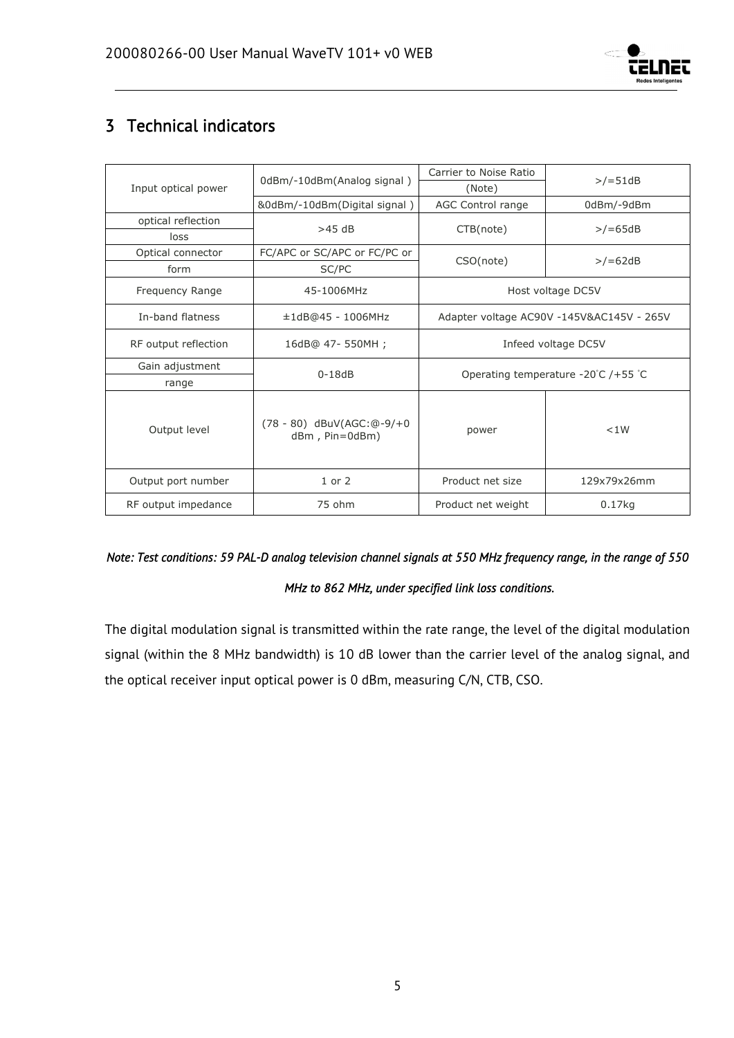# 3 Technical indicators

| Input optical power | 0dBm/-10dBm(Analog signal ) | Carrier to Noise Ratio (Note) | >/=51dB |
|---|---|---|---|
| | &0dBm/-10dBm(Digital signal ) | AGC Control range | 0dBm/-9dBm |
| optical reflection loss | >45 dB | CTB(note) | >/=65dB |
| Optical connector form | FC/APC or SC/APC or FC/PC or SC/PC | CSO(note) | >/=62dB |
| Frequency Range | 45-1006MHz | Host voltage DC5V | |
| In-band flatness | ±1dB@45 - 1006MHz | Adapter voltage AC90V -145V&AC145V - 265V | |
| RF output reflection | 16dB@ 47- 550MH ; | Infeed voltage DC5V | |
| Gain adjustment range | 0-18dB | Operating temperature -20°C /+55 °C | |
| Output level | (78 - 80) dBuV(AGC:@-9/+0 dBm , Pin=0dBm) | power | <1W |
| Output port number | 1 or 2 | Product net size | 129x79x26mm |
| RF output impedance | 75 ohm | Product net weight | 0.17kg |

*Note: Test conditions: 59 PAL-D analog television channel signals at 550 MHz frequency range, in the range of 550 MHz to 862 MHz, under specified link loss conditions.*

The digital modulation signal is transmitted within the rate range, the level of the digital modulation signal (within the 8 MHz bandwidth) is 10 dB lower than the carrier level of the analog signal, and the optical receiver input optical power is 0 dBm, measuring C/N, CTB, CSO.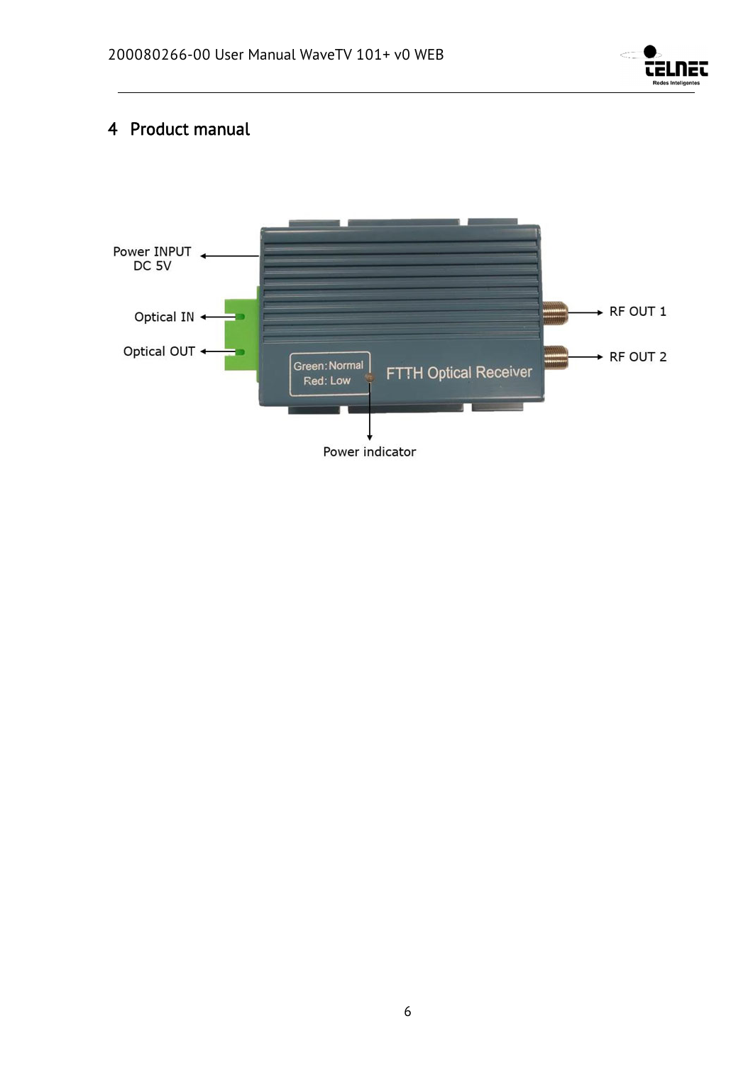# 4 Product manual

Power INPUT DC 5V

Optical IN

Optical OUT

Green: Normal
Red: Low

FTTH Optical Receiver

RF OUT 1

RF OUT 2

Power indicator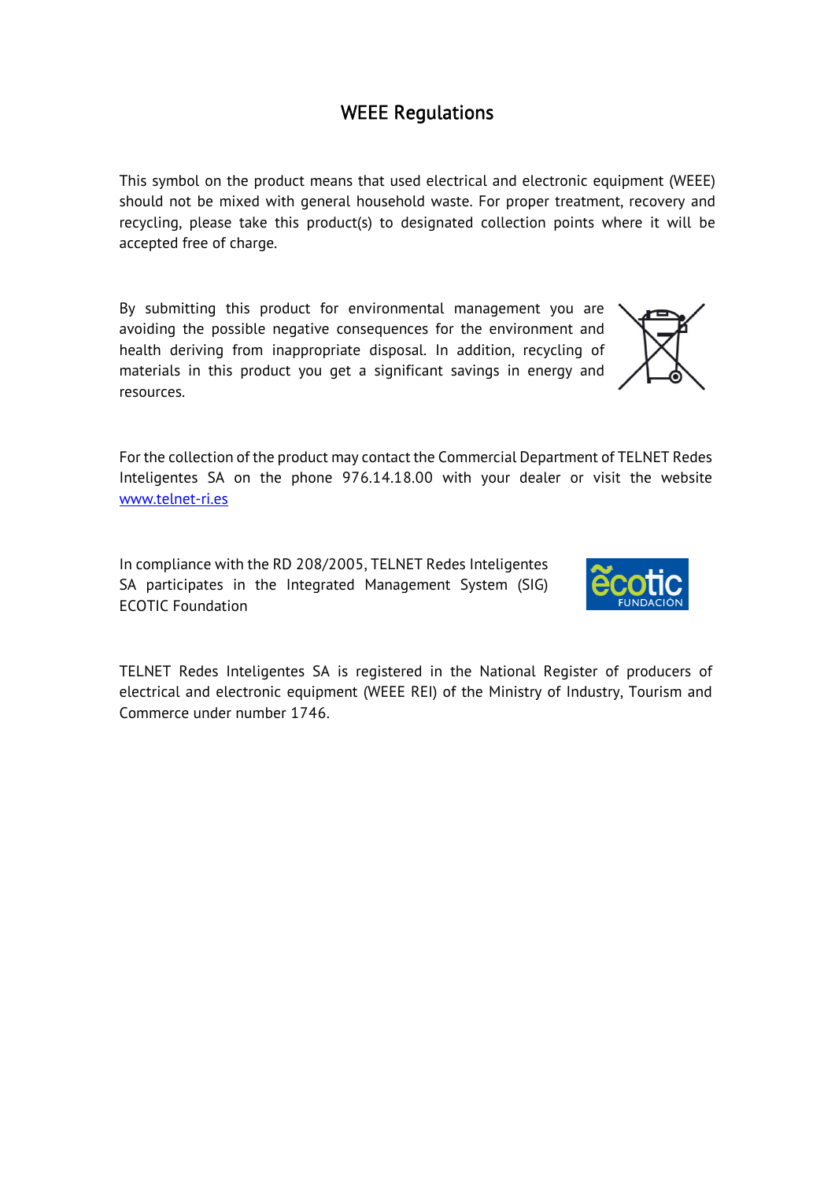# WEEE Regulations

This symbol on the product means that used electrical and electronic equipment (WEEE) should not be mixed with general household waste. For proper treatment, recovery and recycling, please take this product(s) to designated collection points where it will be accepted free of charge.

By submitting this product for environmental management you are avoiding the possible negative consequences for the environment and health deriving from inappropriate disposal. In addition, recycling of materials in this product you get a significant savings in energy and resources.

For the collection of the product may contact the Commercial Department of TELNET Redes Inteligentes SA on the phone 976.14.18.00 with your dealer or visit the website [www.telnet-ri.es](http://www.telnet-ri.es)

In compliance with the RD 208/2005, TELNET Redes Inteligentes SA participates in the Integrated Management System (SIG) ECOTIC Foundation

TELNET Redes Inteligentes SA is registered in the National Register of producers of electrical and electronic equipment (WEEE REI) of the Ministry of Industry, Tourism and Commerce under number 1746.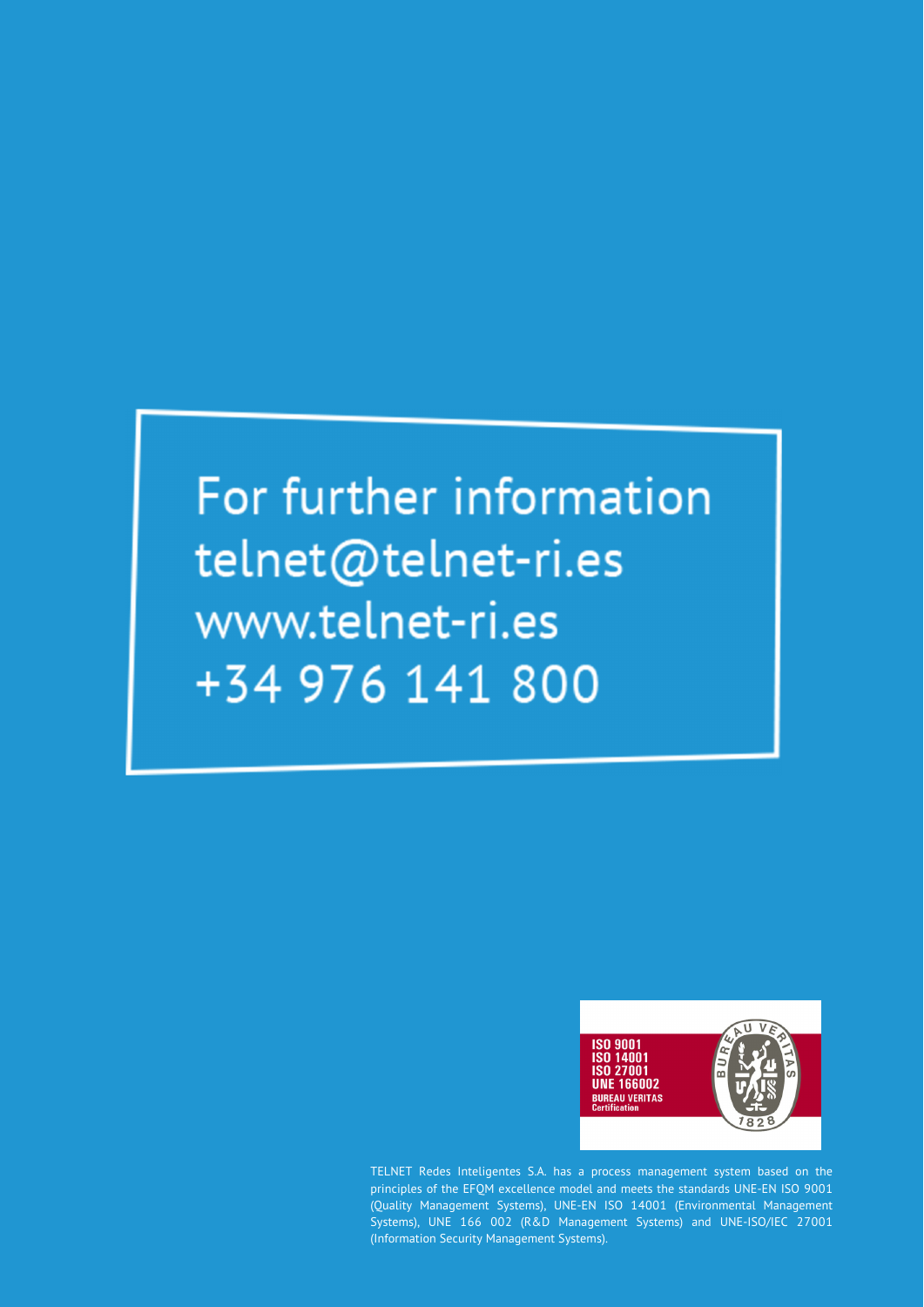For further information
telnet@telnet-ri.es
www.telnet-ri.es
+34 976 141 800

ISO 9001
ISO 14001
ISO 27001
UNE 166002
BUREAU VERITAS
Certification

TELNET Redes Inteligentes S.A. has a process management system based on the principles of the EFQM excellence model and meets the standards UNE-EN ISO 9001 (Quality Management Systems), UNE-EN ISO 14001 (Environmental Management Systems), UNE 166 002 (R&D Management Systems) and UNE-ISO/IEC 27001 (Information Security Management Systems).